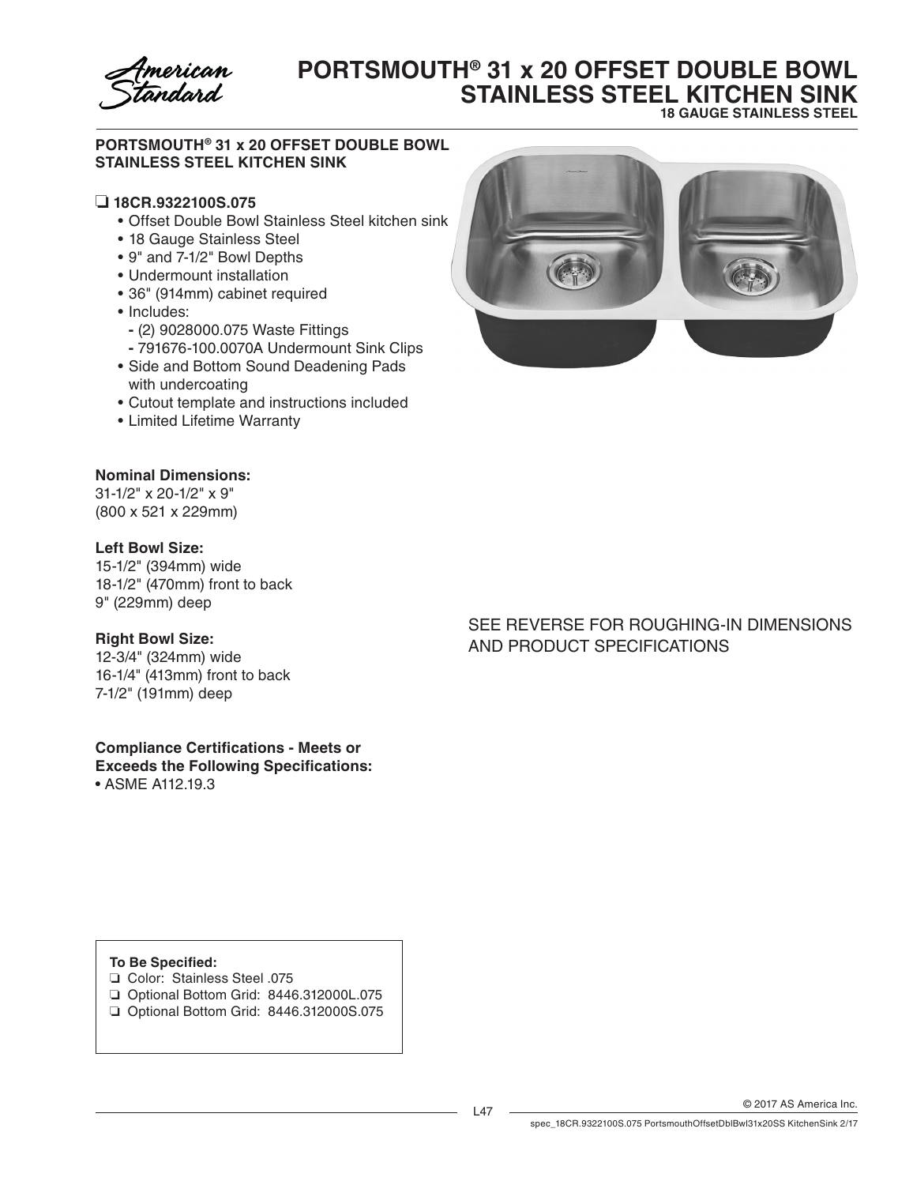# PORTSMOUTH® 31 x 20 OFFSET DOUBLE BOWL STAINLESS STEEL KITCHEN SINK

**18 GAUGE STAINLESS STEEL**

## PORTSMOUTH® 31 x 20 OFFSET DOUBLE BOWL STAINLESS STEEL KITCHEN SINK

❏ **18CR.9322100S.075**

- Offset Double Bowl Stainless Steel kitchen sink
- 18 Gauge Stainless Steel
- 9" and 7-1/2" Bowl Depths
- Undermount installation
- 36" (914mm) cabinet required
- Includes:
  - (2) 9028000.075 Waste Fittings
  - 791676-100.0070A Undermount Sink Clips
- Side and Bottom Sound Deadening Pads with undercoating
- Cutout template and instructions included
- Limited Lifetime Warranty

**Nominal Dimensions:**
31-1/2" x 20-1/2" x 9"
(800 x 521 x 229mm)

**Left Bowl Size:**
15-1/2" (394mm) wide
18-1/2" (470mm) front to back
9" (229mm) deep

**Right Bowl Size:**
12-3/4" (324mm) wide
16-1/4" (413mm) front to back
7-1/2" (191mm) deep

**Compliance Certifications - Meets or Exceeds the Following Specifications:**

- ASME A112.19.3

SEE REVERSE FOR ROUGHING-IN DIMENSIONS AND PRODUCT SPECIFICATIONS

**To Be Specified:**

❏ Color: Stainless Steel .075
❏ Optional Bottom Grid: 8446.312000L.075
❏ Optional Bottom Grid: 8446.312000S.075

© 2017 AS America Inc.

spec_18CR.9322100S.075 PortsmouthOffsetDblBwl31x20SS KitchenSink 2/17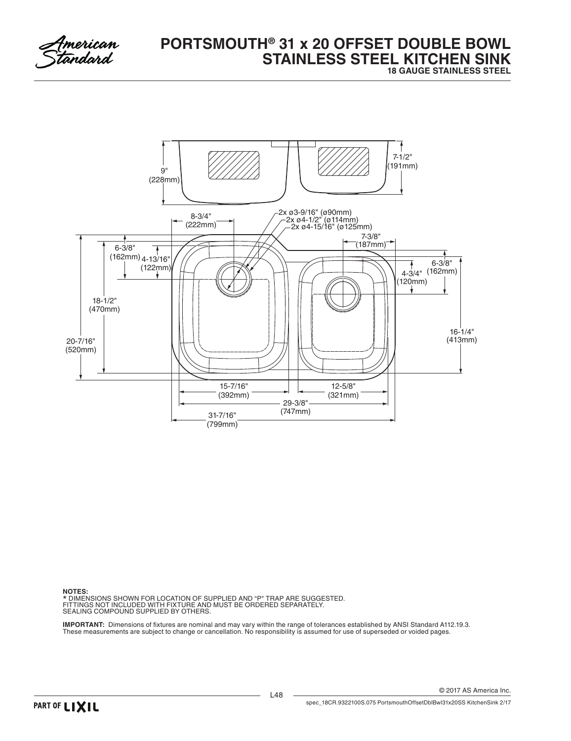# PORTSMOUTH® 31 x 20 OFFSET DOUBLE BOWL STAINLESS STEEL KITCHEN SINK

**18 GAUGE STAINLESS STEEL**

9" (228mm)

7-1/2" (191mm)

8-3/4" (222mm)

2x ø3-9/16" (ø90mm)

2x ø4-1/2" (ø114mm)

2x ø4-15/16" (ø125mm)

7-3/8" (187mm)

6-3/8" (162mm)

4-13/16" (122mm)

6-3/8" (162mm)

4-3/4" (120mm)

18-1/2" (470mm)

20-7/16" (520mm)

16-1/4" (413mm)

15-7/16" (392mm)

12-5/8" (321mm)

29-3/8" (747mm)

31-7/16" (799mm)

**NOTES:**
* DIMENSIONS SHOWN FOR LOCATION OF SUPPLIED AND "P" TRAP ARE SUGGESTED.
FITTINGS NOT INCLUDED WITH FIXTURE AND MUST BE ORDERED SEPARATELY.
SEALING COMPOUND SUPPLIED BY OTHERS.

**IMPORTANT:** Dimensions of fixtures are nominal and may vary within the range of tolerances established by ANSI Standard A112.19.3. These measurements are subject to change or cancellation. No responsibility is assumed for use of superseded or voided pages.

© 2017 AS America Inc.

spec_18CR.9322100S.075 PortsmouthOffsetDblBwl31x20SS KitchenSink 2/17